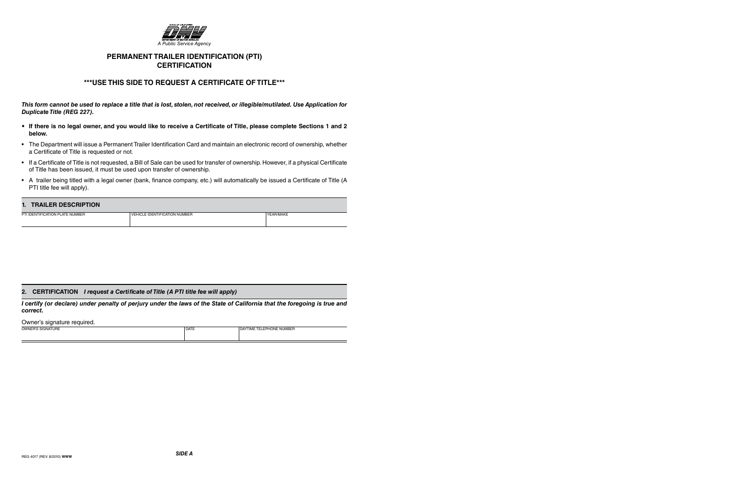STATE OF CALIFORNIA
DEPARTMENT OF MOTOR VEHICLES
*A Public Service Agency*

# PERMANENT TRAILER IDENTIFICATION (PTI) CERTIFICATION

## \*\*\*USE THIS SIDE TO REQUEST A CERTIFICATE OF TITLE\*\*\*

***This form cannot be used to replace a title that is lost, stolen, not received, or illegible/mutilated. Use Application for Duplicate Title (REG 227).***

- **If there is no legal owner, and you would like to receive a Certificate of Title, please complete Sections 1 and 2 below.**
- The Department will issue a Permanent Trailer Identification Card and maintain an electronic record of ownership, whether a Certificate of Title is requested or not.
- If a Certificate of Title is not requested, a Bill of Sale can be used for transfer of ownership. However, if a physical Certificate of Title has been issued, it must be used upon transfer of ownership.
- A trailer being titled with a legal owner (bank, finance company, etc.) will automatically be issued a Certificate of Title (A PTI title fee will apply).

### 1. TRAILER DESCRIPTION

| PTI IDENTIFICATION PLATE NUMBER | VEHICLE IDENTIFICATION NUMBER | YEAR/MAKE |
| --- | --- | --- |
| | | |

### 2. CERTIFICATION *I request a Certificate of Title (A PTI title fee will apply)*

***I certify (or declare) under penalty of perjury under the laws of the State of California that the foregoing is true and correct.***

Owner's signature required.

| OWNER'S SIGNATURE | DATE | DAYTIME TELEPHONE NUMBER |
| --- | --- | --- |
| | | |

REG 4017 (REV. 8/2010) **WWW**

***SIDE A***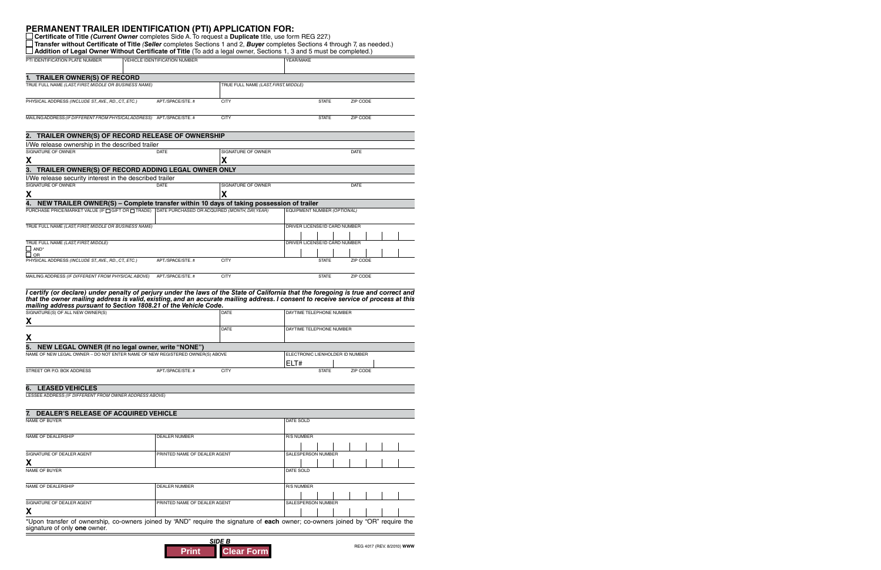# PERMANENT TRAILER IDENTIFICATION (PTI) APPLICATION FOR:

☐ **Certificate of Title** ***(Current Owner*** completes Side A. To request a **Duplicate** title, use form REG 227.)

☐ **Transfer without Certificate of Title** *(**Seller** completes Sections 1 and 2, **Buyer** completes Sections 4 through 7, as needed.)*

☐ **Addition of Legal Owner Without Certificate of Title** (To add a legal owner, Sections 1, 3 and 5 must be completed.)

| PTI IDENTIFICATION PLATE NUMBER | VEHICLE IDENTIFICATION NUMBER | YEAR/MAKE |
|---|---|---|
| | | |

## 1. TRAILER OWNER(S) OF RECORD

| TRUE FULL NAME *(LAST, FIRST, MIDDLE OR BUSINESS NAME)* | | TRUE FULL NAME *(LAST, FIRST, MIDDLE)* | | |
|---|---|---|---|---|
| | | | | |
| PHYSICAL ADDRESS *(INCLUDE ST., AVE., RD., CT., ETC.)* | APT./SPACE/STE. # | CITY | STATE | ZIP CODE |
| | | | | |
| MAILING ADDRESS *(IF DIFFERENT FROM PHYSICAL ADDRESS)* | APT./SPACE/STE. # | CITY | STATE | ZIP CODE |
| | | | | |

## 2. TRAILER OWNER(S) OF RECORD RELEASE OF OWNERSHIP

I/We release ownership in the described trailer

| SIGNATURE OF OWNER | DATE | SIGNATURE OF OWNER | DATE |
|---|---|---|---|
| X | | X | |

## 3. TRAILER OWNER(S) OF RECORD ADDING LEGAL OWNER ONLY

I/We release security interest in the described trailer

| SIGNATURE OF OWNER | DATE | SIGNATURE OF OWNER | DATE |
|---|---|---|---|
| X | | X | |

## 4. NEW TRAILER OWNER(S) – Complete transfer within 10 days of taking possession of trailer

| PURCHASE PRICE/MARKET VALUE (IF ☐ GIFT OR ☐ TRADE) | DATE PURCHASED OR ACQUIRED *(MONTH, DAY, YEAR)* | | EQUIPMENT NUMBER *(OPTIONAL)* | |
|---|---|---|---|---|
| | | | | |
| TRUE FULL NAME *(LAST, FIRST, MIDDLE OR BUSINESS NAME)* | | | DRIVER LICENSE/ID CARD NUMBER | |
| | | | | |
| TRUE FULL NAME *(LAST, FIRST, MIDDLE)* ☐ AND* ☐ OR | | | DRIVER LICENSE/ID CARD NUMBER | |
| | | | | |
| PHYSICAL ADDRESS *(INCLUDE ST., AVE., RD., CT., ETC.)* | APT./SPACE/STE. # | CITY | STATE | ZIP CODE |
| | | | | |
| MAILING ADDRESS *(IF DIFFERENT FROM PHYSICAL ABOVE)* | APT./SPACE/STE. # | CITY | STATE | ZIP CODE |
| | | | | |

***I certify (or declare) under penalty of perjury under the laws of the State of California that the foregoing is true and correct and that the owner mailing address is valid, existing, and an accurate mailing address. I consent to receive service of process at this mailing address pursuant to Section 1808.21 of the Vehicle Code.***

| SIGNATURE(S) OF ALL NEW OWNER(S) | DATE | DAYTIME TELEPHONE NUMBER |
|---|---|---|
| X | | |
| | DATE | DAYTIME TELEPHONE NUMBER |
| X | | |

## 5. NEW LEGAL OWNER (If no legal owner, write "NONE")

| NAME OF NEW LEGAL OWNER – DO NOT ENTER NAME OF NEW REGISTERED OWNER(S) ABOVE | | | ELECTRONIC LIENHOLDER ID NUMBER | |
|---|---|---|---|---|
| | | | ELT# | |
| STREET OR P.O. BOX ADDRESS | APT./SPACE/STE. # | CITY | STATE | ZIP CODE |
| | | | | |

## 6. LEASED VEHICLES

LESSEE ADDRESS *(IF DIFFERENT FROM OWNER ADDRESS ABOVE)*

## 7. DEALER'S RELEASE OF ACQUIRED VEHICLE

| NAME OF BUYER | | DATE SOLD |
|---|---|---|
| | | |
| NAME OF DEALERSHIP | DEALER NUMBER | R/S NUMBER |
| | | |
| SIGNATURE OF DEALER AGENT | PRINTED NAME OF DEALER AGENT | SALESPERSON NUMBER |
| X | | |
| NAME OF BUYER | | DATE SOLD |
| | | |
| NAME OF DEALERSHIP | DEALER NUMBER | R/S NUMBER |
| | | |
| SIGNATURE OF DEALER AGENT | PRINTED NAME OF DEALER AGENT | SALESPERSON NUMBER |
| X | | |

*Upon transfer of ownership, co-owners joined by "AND" require the signature of **each** owner; co-owners joined by "OR" require the signature of only **one** owner.

***SIDE B***

Print Clear Form

REG 4017 (REV. 8/2010) **WWW**